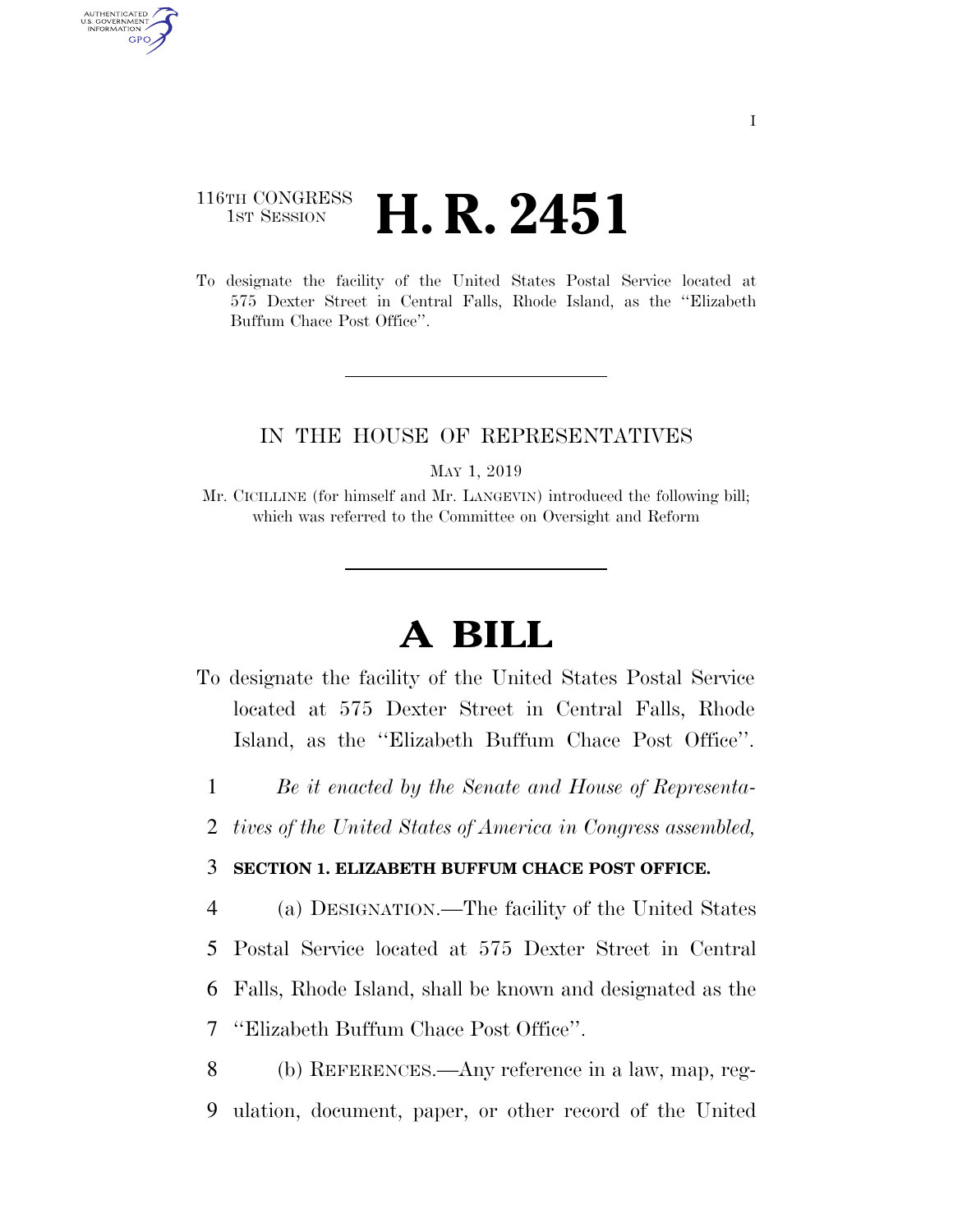116TH CONGRESS
1ST SESSION

# H. R. 2451

To designate the facility of the United States Postal Service located at 575 Dexter Street in Central Falls, Rhode Island, as the ''Elizabeth Buffum Chace Post Office''.

---

IN THE HOUSE OF REPRESENTATIVES

MAY 1, 2019

Mr. CICILLINE (for himself and Mr. LANGEVIN) introduced the following bill; which was referred to the Committee on Oversight and Reform

---

# A BILL

To designate the facility of the United States Postal Service located at 575 Dexter Street in Central Falls, Rhode Island, as the ''Elizabeth Buffum Chace Post Office''.

1 *Be it enacted by the Senate and House of Representa-*
2 *tives of the United States of America in Congress assembled,*

3 **SECTION 1. ELIZABETH BUFFUM CHACE POST OFFICE.**

4 (a) DESIGNATION.—The facility of the United States
5 Postal Service located at 575 Dexter Street in Central
6 Falls, Rhode Island, shall be known and designated as the
7 ''Elizabeth Buffum Chace Post Office''.

8 (b) REFERENCES.—Any reference in a law, map, reg-
9 ulation, document, paper, or other record of the United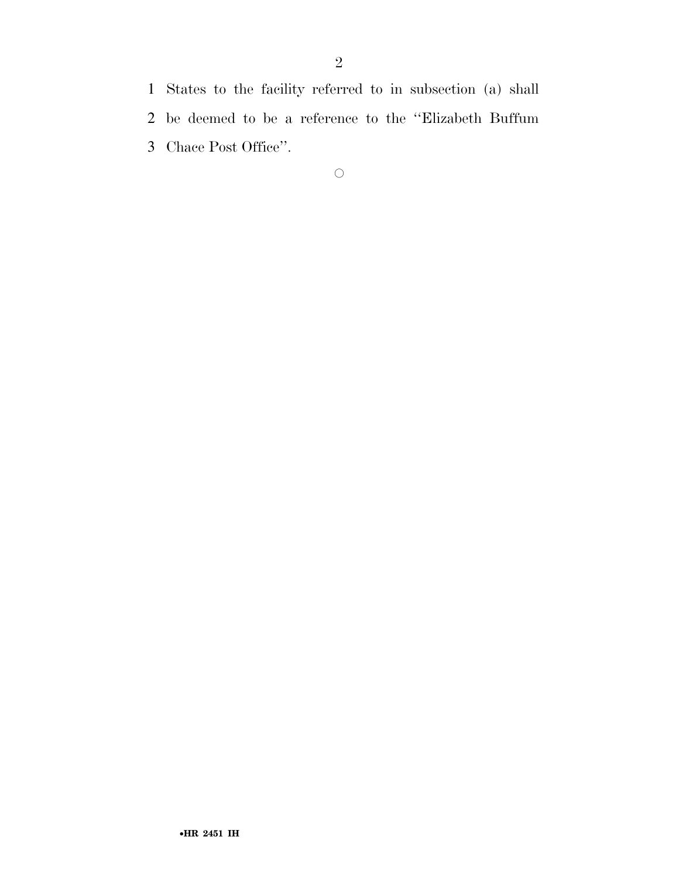States to the facility referred to in subsection (a) shall be deemed to be a reference to the "Elizabeth Buffum Chace Post Office".

○